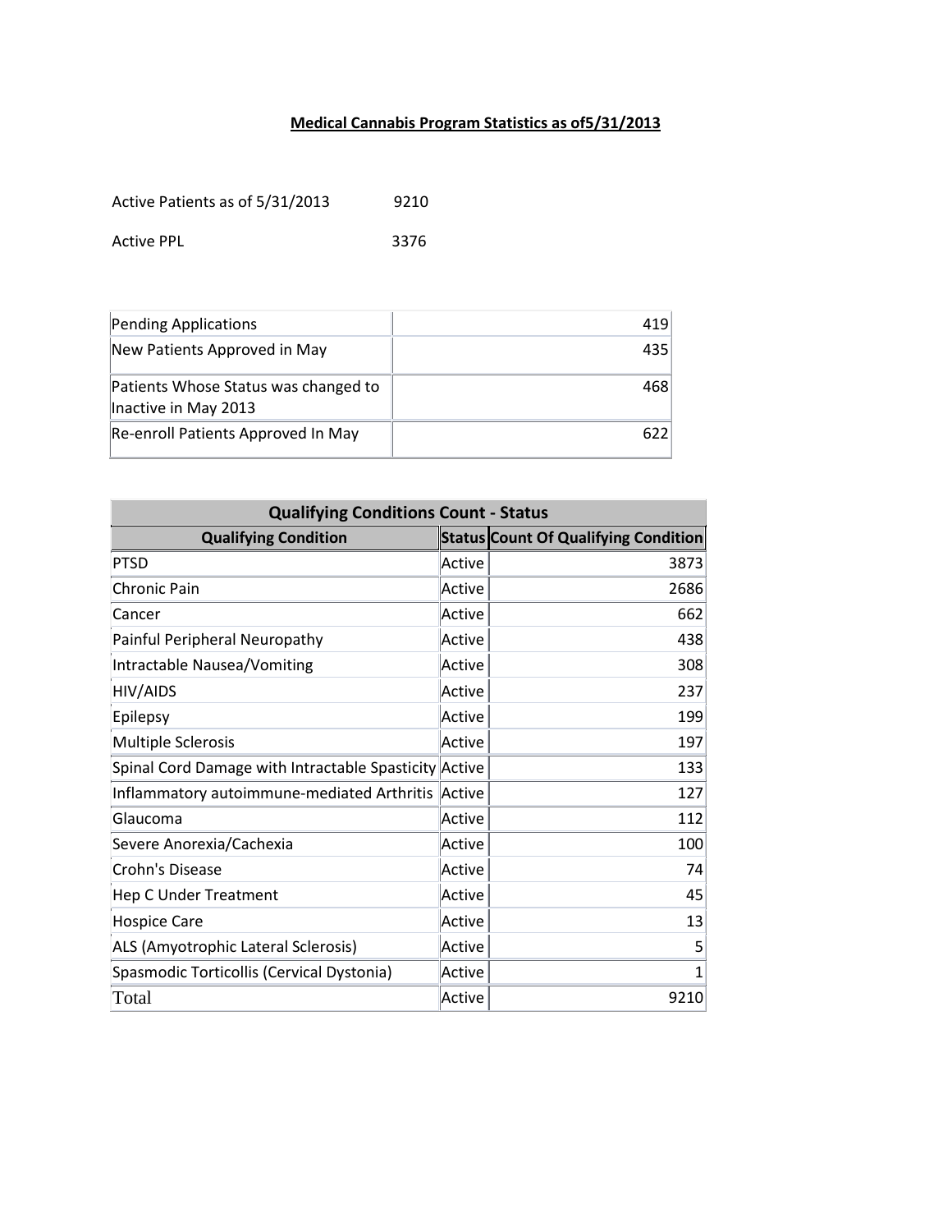**Medical Cannabis Program Statistics as of5/31/2013**

Active Patients as of 5/31/2013 9210

Active PPL 3376

| | |
|---|---|
| Pending Applications | 419 |
| New Patients Approved in May | 435 |
| Patients Whose Status was changed to Inactive in May 2013 | 468 |
| Re-enroll Patients Approved In May | 622 |

| Qualifying Conditions Count - Status | | |
|---|---|---|
| **Qualifying Condition** | **Status** | **Count Of Qualifying Condition** |
| PTSD | Active | 3873 |
| Chronic Pain | Active | 2686 |
| Cancer | Active | 662 |
| Painful Peripheral Neuropathy | Active | 438 |
| Intractable Nausea/Vomiting | Active | 308 |
| HIV/AIDS | Active | 237 |
| Epilepsy | Active | 199 |
| Multiple Sclerosis | Active | 197 |
| Spinal Cord Damage with Intractable Spasticity | Active | 133 |
| Inflammatory autoimmune-mediated Arthritis | Active | 127 |
| Glaucoma | Active | 112 |
| Severe Anorexia/Cachexia | Active | 100 |
| Crohn's Disease | Active | 74 |
| Hep C Under Treatment | Active | 45 |
| Hospice Care | Active | 13 |
| ALS (Amyotrophic Lateral Sclerosis) | Active | 5 |
| Spasmodic Torticollis (Cervical Dystonia) | Active | 1 |
| Total | Active | 9210 |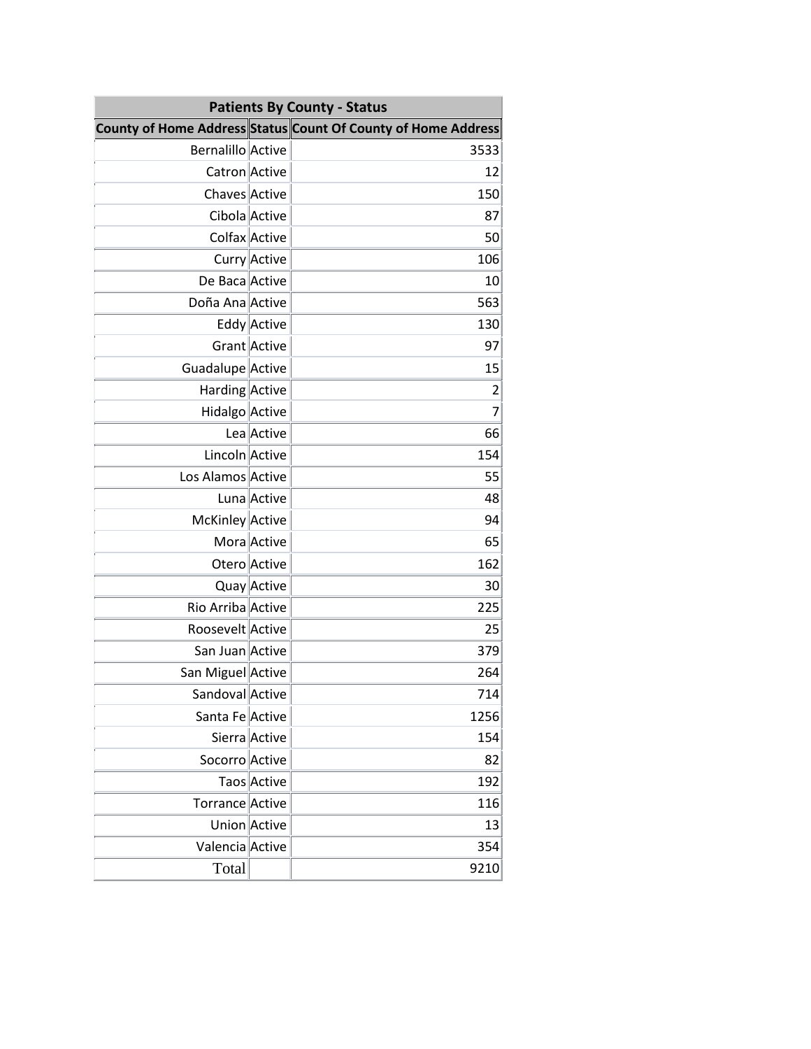| Patients By County - Status | | |
| --- | --- | --- |
| County of Home Address | Status | Count Of County of Home Address |
| Bernalillo | Active | 3533 |
| Catron | Active | 12 |
| Chaves | Active | 150 |
| Cibola | Active | 87 |
| Colfax | Active | 50 |
| Curry | Active | 106 |
| De Baca | Active | 10 |
| Doña Ana | Active | 563 |
| Eddy | Active | 130 |
| Grant | Active | 97 |
| Guadalupe | Active | 15 |
| Harding | Active | 2 |
| Hidalgo | Active | 7 |
| Lea | Active | 66 |
| Lincoln | Active | 154 |
| Los Alamos | Active | 55 |
| Luna | Active | 48 |
| McKinley | Active | 94 |
| Mora | Active | 65 |
| Otero | Active | 162 |
| Quay | Active | 30 |
| Rio Arriba | Active | 225 |
| Roosevelt | Active | 25 |
| San Juan | Active | 379 |
| San Miguel | Active | 264 |
| Sandoval | Active | 714 |
| Santa Fe | Active | 1256 |
| Sierra | Active | 154 |
| Socorro | Active | 82 |
| Taos | Active | 192 |
| Torrance | Active | 116 |
| Union | Active | 13 |
| Valencia | Active | 354 |
| Total | | 9210 |